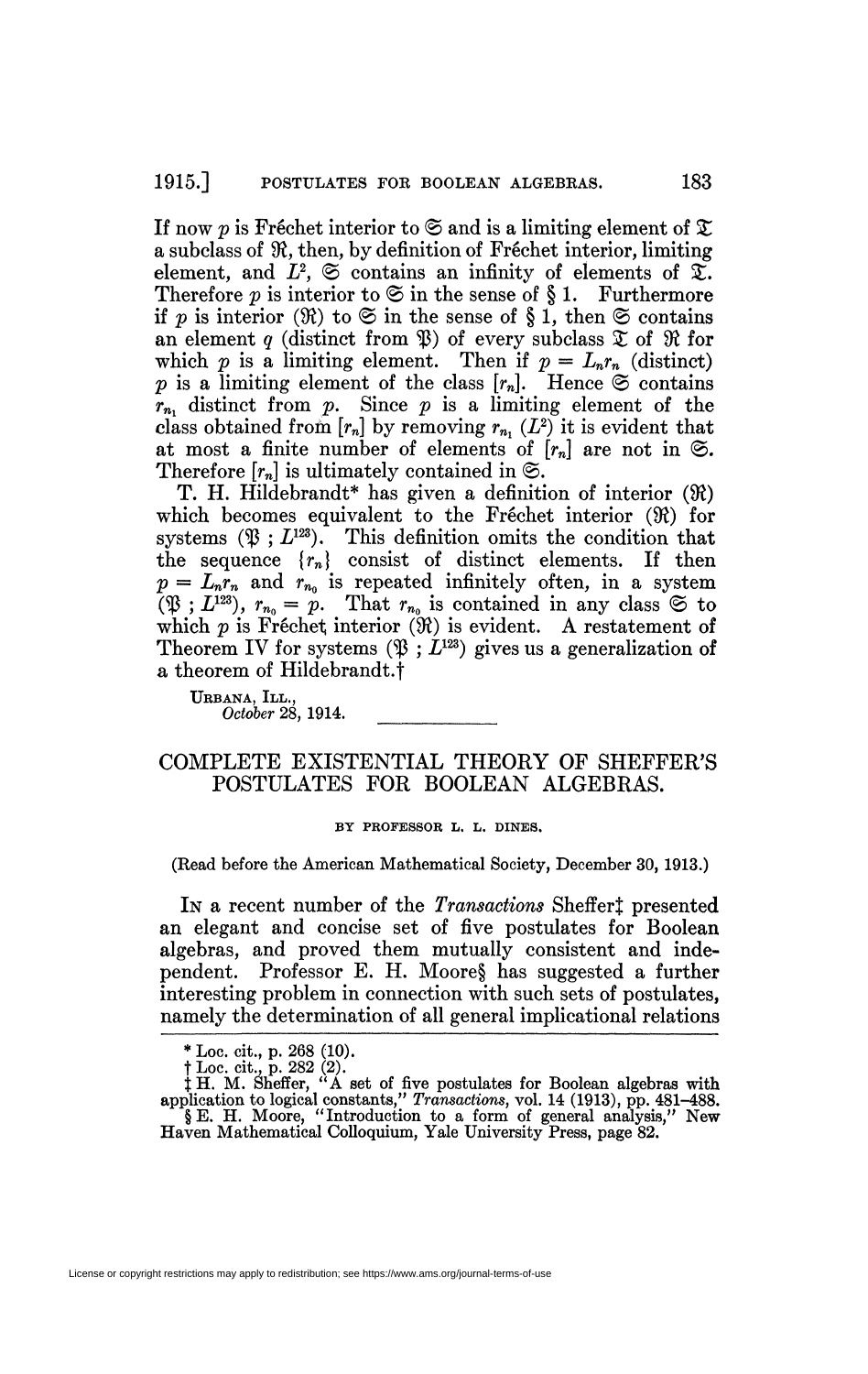If now $p$ is Fréchet interior to $\mathfrak{S}$ and is a limiting element of $\mathfrak{T}$ a subclass of $\mathfrak{R}$, then, by definition of Fréchet interior, limiting element, and $L^2$, $\mathfrak{S}$ contains an infinity of elements of $\mathfrak{T}$. Therefore $p$ is interior to $\mathfrak{S}$ in the sense of § 1. Furthermore if $p$ is interior ($\mathfrak{R}$) to $\mathfrak{S}$ in the sense of § 1, then $\mathfrak{S}$ contains an element $q$ (distinct from $\mathfrak{P}$) of every subclass $\mathfrak{T}$ of $\mathfrak{R}$ for which $p$ is a limiting element. Then if $p = L_n r_n$ (distinct) $p$ is a limiting element of the class $[r_n]$. Hence $\mathfrak{S}$ contains $r_{n_1}$ distinct from $p$. Since $p$ is a limiting element of the class obtained from $[r_n]$ by removing $r_{n_1}$ ($L^2$) it is evident that at most a finite number of elements of $[r_n]$ are not in $\mathfrak{S}$. Therefore $[r_n]$ is ultimately contained in $\mathfrak{S}$.

T. H. Hildebrandt* has given a definition of interior ($\mathfrak{R}$) which becomes equivalent to the Fréchet interior ($\mathfrak{R}$) for systems ($\mathfrak{P}$ ; $L^{123}$). This definition omits the condition that the sequence $\{r_n\}$ consist of distinct elements. If then $p = L_n r_n$ and $r_{n_0}$ is repeated infinitely often, in a system ($\mathfrak{P}$ ; $L^{123}$), $r_{n_0} = p$. That $r_{n_0}$ is contained in any class $\mathfrak{S}$ to which $p$ is Fréchet interior ($\mathfrak{R}$) is evident. A restatement of Theorem IV for systems ($\mathfrak{P}$ ; $L^{123}$) gives us a generalization of a theorem of Hildebrandt.†

URBANA, ILL.,
*October* 28, 1914.

# COMPLETE EXISTENTIAL THEORY OF SHEFFER'S POSTULATES FOR BOOLEAN ALGEBRAS.

BY PROFESSOR L. L. DINES.

(Read before the American Mathematical Society, December 30, 1913.)

IN a recent number of the *Transactions* Sheffer‡ presented an elegant and concise set of five postulates for Boolean algebras, and proved them mutually consistent and independent. Professor E. H. Moore§ has suggested a further interesting problem in connection with such sets of postulates, namely the determination of all general implicational relations

---

\* Loc. cit., p. 268 (10).

† Loc. cit., p. 282 (2).

‡ H. M. Sheffer, "A set of five postulates for Boolean algebras with application to logical constants," *Transactions*, vol. 14 (1913), pp. 481–488.

§ E. H. Moore, "Introduction to a form of general analysis," New Haven Mathematical Colloquium, Yale University Press, page 82.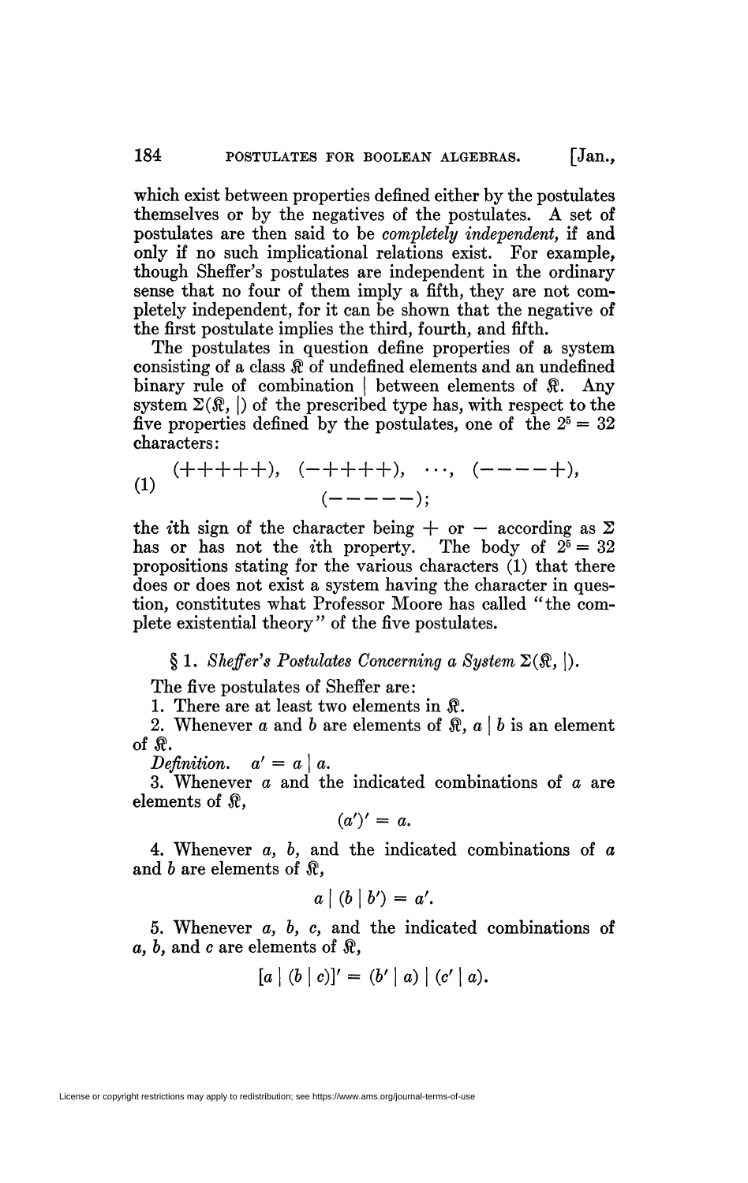which exist between properties defined either by the postulates themselves or by the negatives of the postulates. A set of postulates are then said to be *completely independent*, if and only if no such implicational relations exist. For example, though Sheffer's postulates are independent in the ordinary sense that no four of them imply a fifth, they are not completely independent, for it can be shown that the negative of the first postulate implies the third, fourth, and fifth.

The postulates in question define properties of a system consisting of a class $\mathfrak{K}$ of undefined elements and an undefined binary rule of combination $|$ between elements of $\mathfrak{K}$. Any system $\Sigma(\mathfrak{K}, |)$ of the prescribed type has, with respect to the five properties defined by the postulates, one of the $2^5 = 32$ characters:

$$(1) \qquad (+++++),\quad (-++++),\quad \cdots,\quad (----+),\quad (-----);$$

the $i$th sign of the character being $+$ or $-$ according as $\Sigma$ has or has not the $i$th property. The body of $2^5 = 32$ propositions stating for the various characters (1) that there does or does not exist a system having the character in question, constitutes what Professor Moore has called "the complete existential theory" of the five postulates.

## § 1. *Sheffer's Postulates Concerning a System* $\Sigma(\mathfrak{K}, |)$.

The five postulates of Sheffer are:

1. There are at least two elements in $\mathfrak{K}$.

2. Whenever $a$ and $b$ are elements of $\mathfrak{K}$, $a \mid b$ is an element of $\mathfrak{K}$.

*Definition.* $a' = a \mid a$.

3. Whenever $a$ and the indicated combinations of $a$ are elements of $\mathfrak{K}$,

$$(a')' = a.$$

4. Whenever $a$, $b$, and the indicated combinations of $a$ and $b$ are elements of $\mathfrak{K}$,

$$a \mid (b \mid b') = a'.$$

5. Whenever $a$, $b$, $c$, and the indicated combinations of $a$, $b$, and $c$ are elements of $\mathfrak{K}$,

$$[a \mid (b \mid c)]' = (b' \mid a) \mid (c' \mid a).$$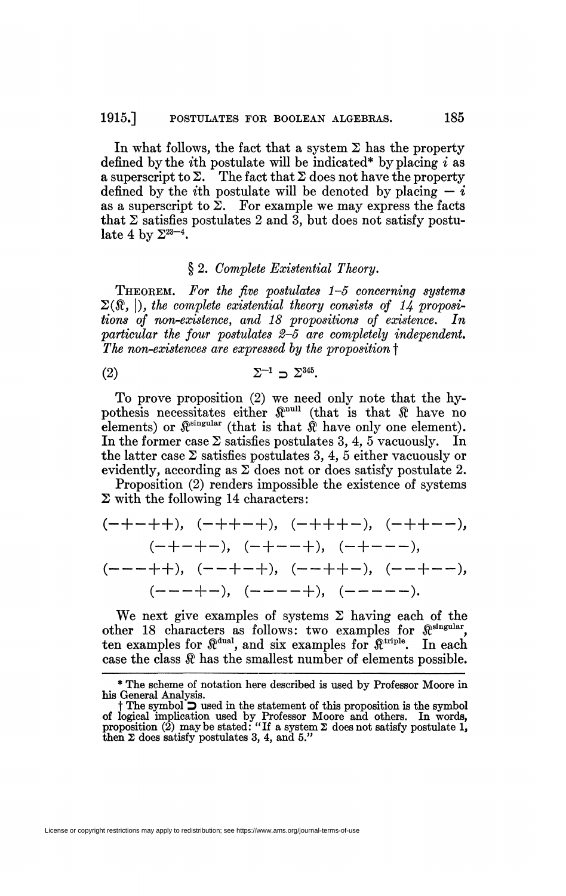In what follows, the fact that a system $\Sigma$ has the property defined by the $i$th postulate will be indicated* by placing $i$ as a superscript to $\Sigma$. The fact that $\Sigma$ does not have the property defined by the $i$th postulate will be denoted by placing $-i$ as a superscript to $\Sigma$. For example we may express the facts that $\Sigma$ satisfies postulates 2 and 3, but does not satisfy postulate 4 by $\Sigma^{23-4}$.

## § 2. *Complete Existential Theory.*

THEOREM. *For the five postulates 1–5 concerning systems $\Sigma(\mathfrak{K}, |)$, the complete existential theory consists of 14 propositions of non-existence, and 18 propositions of existence. In particular the four postulates 2–5 are completely independent. The non-existences are expressed by the proposition* †

$$\Sigma^{-1} \supset \Sigma^{345}. \tag{2}$$

To prove proposition (2) we need only note that the hypothesis necessitates either $\mathfrak{K}^{\text{null}}$ (that is that $\mathfrak{K}$ have no elements) or $\mathfrak{K}^{\text{singular}}$ (that is that $\mathfrak{K}$ have only one element). In the former case $\Sigma$ satisfies postulates 3, 4, 5 vacuously. In the latter case $\Sigma$ satisfies postulates 3, 4, 5 either vacuously or evidently, according as $\Sigma$ does not or does satisfy postulate 2.

Proposition (2) renders impossible the existence of systems $\Sigma$ with the following 14 characters:

$$(-+-++),\ (-++-+),\ (-+++-),\ (-++--),$$
$$(-+-+-),\ (-+--+),\ (-+---),$$
$$(---++),\ (--+-+),\ (--++-),\ (--+--),$$
$$(---+-),\ (----+),\ (-----).$$

We next give examples of systems $\Sigma$ having each of the other 18 characters as follows: two examples for $\mathfrak{K}^{\text{singular}}$, ten examples for $\mathfrak{K}^{\text{dual}}$, and six examples for $\mathfrak{K}^{\text{triple}}$. In each case the class $\mathfrak{K}$ has the smallest number of elements possible.

---

\* The scheme of notation here described is used by Professor Moore in his General Analysis.

† The symbol $\supset$ used in the statement of this proposition is the symbol of logical implication used by Professor Moore and others. In words, proposition (2) may be stated: "If a system $\Sigma$ does not satisfy postulate 1, then $\Sigma$ does satisfy postulates 3, 4, and 5."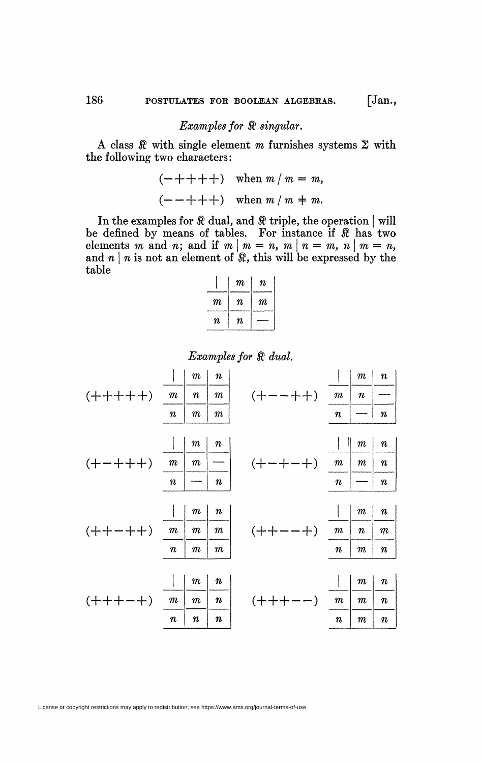*Examples for $\mathfrak{K}$ singular.*

A class $\mathfrak{K}$ with single element $m$ furnishes systems $\Sigma$ with the following two characters:

$$(-++++) \quad \text{when } m \,/\, m = m,$$

$$(--+++) \quad \text{when } m \,/\, m \neq m.$$

In the examples for $\mathfrak{K}$ dual, and $\mathfrak{K}$ triple, the operation $|$ will be defined by means of tables. For instance if $\mathfrak{K}$ has two elements $m$ and $n$; and if $m \mid m = n$, $m \mid n = m$, $n \mid m = n$, and $n \mid n$ is not an element of $\mathfrak{K}$, this will be expressed by the table

| \| | $m$ | $n$ |
|---|---|---|
| $m$ | $n$ | $m$ |
| $n$ | $n$ | — |

*Examples for $\mathfrak{K}$ dual.*

$(+++++)$

| \| | $m$ | $n$ |
|---|---|---|
| $m$ | $n$ | $m$ |
| $n$ | $m$ | $m$ |

$(+--++)$

| \| | $m$ | $n$ |
|---|---|---|
| $m$ | $n$ | — |
| $n$ | — | $n$ |

$(+-+++)$

| \| | $m$ | $n$ |
|---|---|---|
| $m$ | $m$ | — |
| $n$ | — | $n$ |

$(+-+-+)$

| \| | $m$ | $n$ |
|---|---|---|
| $m$ | $m$ | $n$ |
| $n$ | — | $n$ |

$(++-++)$

| \| | $m$ | $n$ |
|---|---|---|
| $m$ | $m$ | $m$ |
| $n$ | $m$ | $m$ |

$(++--+)$

| \| | $m$ | $n$ |
|---|---|---|
| $m$ | $n$ | $m$ |
| $n$ | $m$ | $n$ |

$(+++-+)$

| \| | $m$ | $n$ |
|---|---|---|
| $m$ | $m$ | $n$ |
| $n$ | $n$ | $n$ |

$(+++--)$

| \| | $m$ | $n$ |
|---|---|---|
| $m$ | $m$ | $n$ |
| $n$ | $m$ | $n$ |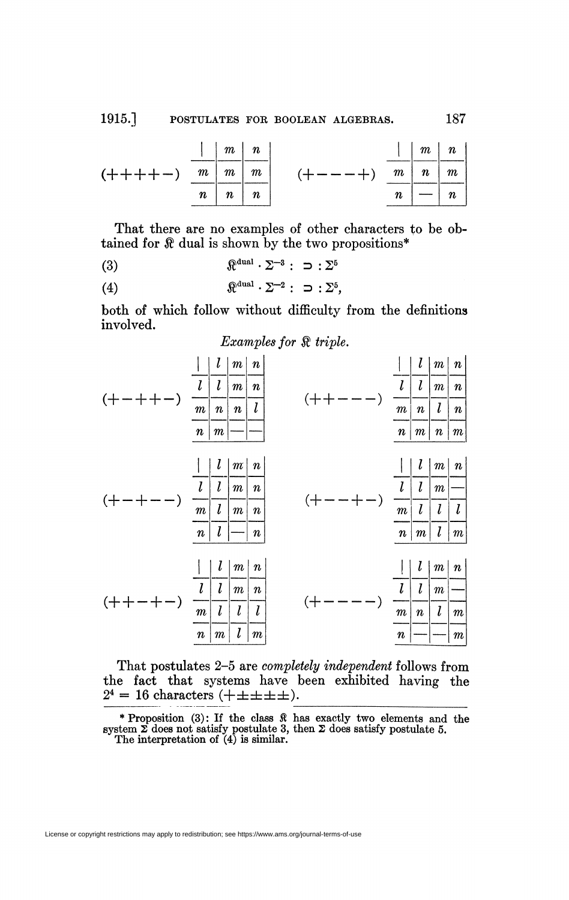(++++−)

| \| | $m$ | $n$ |
|---|---|---|
| $m$ | $m$ | $m$ |
| $n$ | $n$ | $n$ |

(+−−−+)

| \| | $m$ | $n$ |
|---|---|---|
| $m$ | $n$ | $m$ |
| $n$ | — | $n$ |

That there are no examples of other characters to be obtained for $\mathfrak{K}$ dual is shown by the two propositions*

$$(3) \qquad \mathfrak{K}^{\text{dual}} \cdot \Sigma^{-3} : \supset : \Sigma^{5}$$

$$(4) \qquad \mathfrak{K}^{\text{dual}} \cdot \Sigma^{-2} : \supset : \Sigma^{5},$$

both of which follow without difficulty from the definitions involved.

*Examples for $\mathfrak{K}$ triple.*

(+−++−)

| \| | $l$ | $m$ | $n$ |
|---|---|---|---|
| $l$ | $l$ | $m$ | $n$ |
| $m$ | $n$ | $n$ | $l$ |
| $n$ | $m$ | — | — |

(++−−−)

| \| | $l$ | $m$ | $n$ |
|---|---|---|---|
| $l$ | $l$ | $m$ | $n$ |
| $m$ | $n$ | $l$ | $n$ |
| $n$ | $m$ | $n$ | $m$ |

(+−+−−)

| \| | $l$ | $m$ | $n$ |
|---|---|---|---|
| $l$ | $l$ | $m$ | $n$ |
| $m$ | $l$ | $m$ | $n$ |
| $n$ | $l$ | — | $n$ |

(+−−+−)

| \| | $l$ | $m$ | $n$ |
|---|---|---|---|
| $l$ | $l$ | $m$ | — |
| $m$ | $l$ | $l$ | $l$ |
| $n$ | $m$ | $l$ | $m$ |

(++−+−)

| \| | $l$ | $m$ | $n$ |
|---|---|---|---|
| $l$ | $l$ | $m$ | $n$ |
| $m$ | $l$ | $l$ | $l$ |
| $n$ | $m$ | $l$ | $m$ |

(+−−−−)

| \| | $l$ | $m$ | $n$ |
|---|---|---|---|
| $l$ | $l$ | $m$ | — |
| $m$ | $n$ | $l$ | $m$ |
| $n$ | — | — | $m$ |

That postulates 2–5 are *completely independent* follows from the fact that systems have been exhibited having the $2^4 = 16$ characters $(+\pm\pm\pm\pm)$.

* Proposition (3): If the class $\mathfrak{K}$ has exactly two elements and the system $\Sigma$ does not satisfy postulate 3, then $\Sigma$ does satisfy postulate 5. The interpretation of (4) is similar.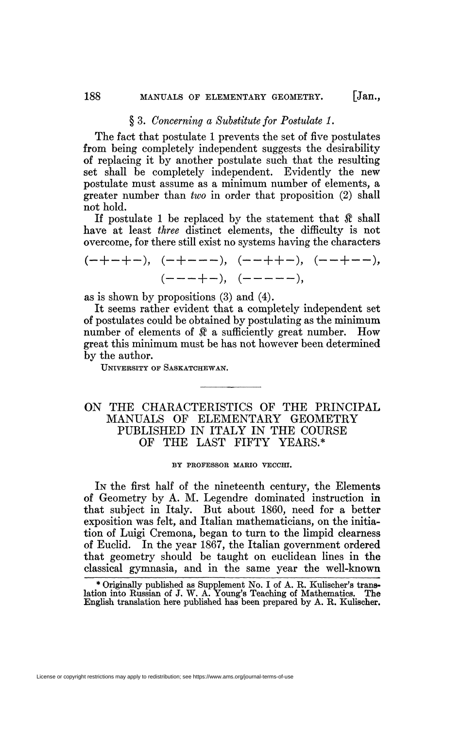### § 3. *Concerning a Substitute for Postulate 1.*

The fact that postulate 1 prevents the set of five postulates from being completely independent suggests the desirability of replacing it by another postulate such that the resulting set shall be completely independent. Evidently the new postulate must assume as a minimum number of elements, a greater number than *two* in order that proposition (2) shall not hold.

If postulate 1 be replaced by the statement that $\mathfrak{K}$ shall have at least *three* distinct elements, the difficulty is not overcome, for there still exist no systems having the characters

$$(-+-+-),\quad (-+---),\quad (--++-),\quad (--+--),$$
$$(---+-),\quad (-----),$$

as is shown by propositions (3) and (4).

It seems rather evident that a completely independent set of postulates could be obtained by postulating as the minimum number of elements of $\mathfrak{K}$ a sufficiently great number. How great this minimum must be has not however been determined by the author.

UNIVERSITY OF SASKATCHEWAN.

---

## ON THE CHARACTERISTICS OF THE PRINCIPAL MANUALS OF ELEMENTARY GEOMETRY PUBLISHED IN ITALY IN THE COURSE OF THE LAST FIFTY YEARS.*

BY PROFESSOR MARIO VECCHI.

IN the first half of the nineteenth century, the Elements of Geometry by A. M. Legendre dominated instruction in that subject in Italy. But about 1860, need for a better exposition was felt, and Italian mathematicians, on the initiation of Luigi Cremona, began to turn to the limpid clearness of Euclid. In the year 1867, the Italian government ordered that geometry should be taught on euclidean lines in the classical gymnasia, and in the same year the well-known

\* Originally published as Supplement No. I of A. R. Kulischer's translation into Russian of J. W. A. Young's Teaching of Mathematics. The English translation here published has been prepared by A. R. Kulischer.